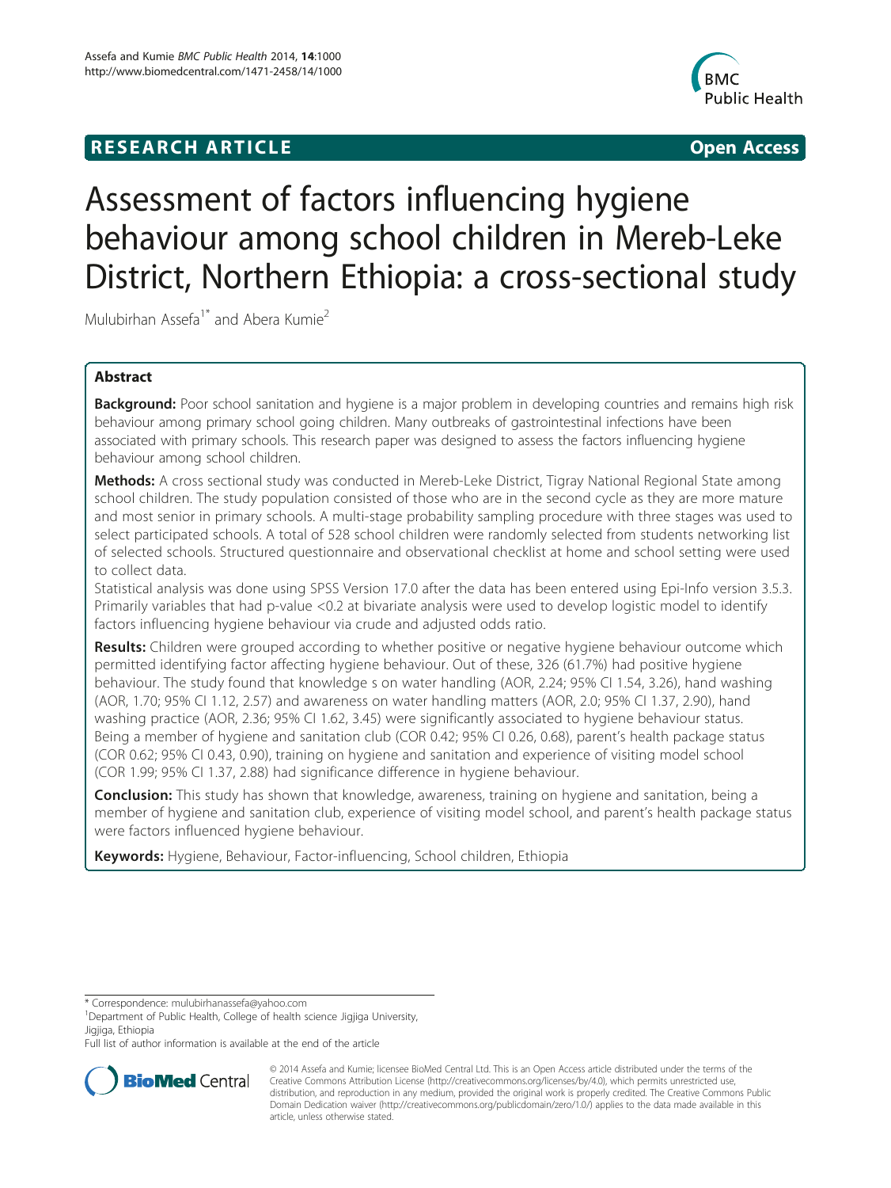**RESEARCH ARTICLE** **Open Access**

# Assessment of factors influencing hygiene behaviour among school children in Mereb-Leke District, Northern Ethiopia: a cross-sectional study

Mulubirhan Assefa[1*] and Abera Kumie[2]

## Abstract

**Background:** Poor school sanitation and hygiene is a major problem in developing countries and remains high risk behaviour among primary school going children. Many outbreaks of gastrointestinal infections have been associated with primary schools. This research paper was designed to assess the factors influencing hygiene behaviour among school children.

**Methods:** A cross sectional study was conducted in Mereb-Leke District, Tigray National Regional State among school children. The study population consisted of those who are in the second cycle as they are more mature and most senior in primary schools. A multi-stage probability sampling procedure with three stages was used to select participated schools. A total of 528 school children were randomly selected from students networking list of selected schools. Structured questionnaire and observational checklist at home and school setting were used to collect data.

Statistical analysis was done using SPSS Version 17.0 after the data has been entered using Epi-Info version 3.5.3. Primarily variables that had p-value <0.2 at bivariate analysis were used to develop logistic model to identify factors influencing hygiene behaviour via crude and adjusted odds ratio.

**Results:** Children were grouped according to whether positive or negative hygiene behaviour outcome which permitted identifying factor affecting hygiene behaviour. Out of these, 326 (61.7%) had positive hygiene behaviour. The study found that knowledge s on water handling (AOR, 2.24; 95% CI 1.54, 3.26), hand washing (AOR, 1.70; 95% CI 1.12, 2.57) and awareness on water handling matters (AOR, 2.0; 95% CI 1.37, 2.90), hand washing practice (AOR, 2.36; 95% CI 1.62, 3.45) were significantly associated to hygiene behaviour status. Being a member of hygiene and sanitation club (COR 0.42; 95% CI 0.26, 0.68), parent's health package status (COR 0.62; 95% CI 0.43, 0.90), training on hygiene and sanitation and experience of visiting model school (COR 1.99; 95% CI 1.37, 2.88) had significance difference in hygiene behaviour.

**Conclusion:** This study has shown that knowledge, awareness, training on hygiene and sanitation, being a member of hygiene and sanitation club, experience of visiting model school, and parent's health package status were factors influenced hygiene behaviour.

**Keywords:** Hygiene, Behaviour, Factor-influencing, School children, Ethiopia

\* Correspondence: mulubirhanassefa@yahoo.com
[1]Department of Public Health, College of health science Jigjiga University, Jigjiga, Ethiopia
Full list of author information is available at the end of the article

© 2014 Assefa and Kumie; licensee BioMed Central Ltd. This is an Open Access article distributed under the terms of the Creative Commons Attribution License (http://creativecommons.org/licenses/by/4.0), which permits unrestricted use, distribution, and reproduction in any medium, provided the original work is properly credited. The Creative Commons Public Domain Dedication waiver (http://creativecommons.org/publicdomain/zero/1.0/) applies to the data made available in this article, unless otherwise stated.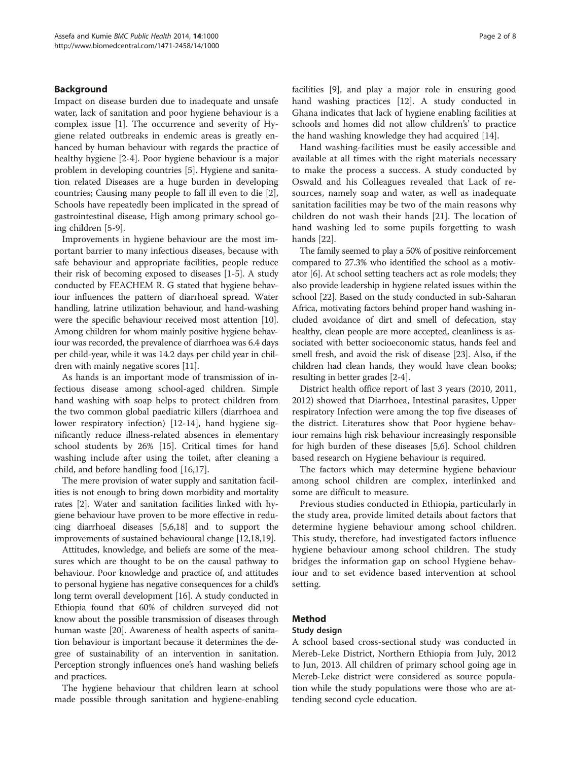## Background

Impact on disease burden due to inadequate and unsafe water, lack of sanitation and poor hygiene behaviour is a complex issue [1]. The occurrence and severity of Hygiene related outbreaks in endemic areas is greatly enhanced by human behaviour with regards the practice of healthy hygiene [2-4]. Poor hygiene behaviour is a major problem in developing countries [5]. Hygiene and sanitation related Diseases are a huge burden in developing countries; Causing many people to fall ill even to die [2], Schools have repeatedly been implicated in the spread of gastrointestinal disease, High among primary school going children [5-9].

Improvements in hygiene behaviour are the most important barrier to many infectious diseases, because with safe behaviour and appropriate facilities, people reduce their risk of becoming exposed to diseases [1-5]. A study conducted by FEACHEM R. G stated that hygiene behaviour influences the pattern of diarrhoeal spread. Water handling, latrine utilization behaviour, and hand-washing were the specific behaviour received most attention [10]. Among children for whom mainly positive hygiene behaviour was recorded, the prevalence of diarrhoea was 6.4 days per child-year, while it was 14.2 days per child year in children with mainly negative scores [11].

As hands is an important mode of transmission of infectious disease among school-aged children. Simple hand washing with soap helps to protect children from the two common global paediatric killers (diarrhoea and lower respiratory infection) [12-14], hand hygiene significantly reduce illness-related absences in elementary school students by 26% [15]. Critical times for hand washing include after using the toilet, after cleaning a child, and before handling food [16,17].

The mere provision of water supply and sanitation facilities is not enough to bring down morbidity and mortality rates [2]. Water and sanitation facilities linked with hygiene behaviour have proven to be more effective in reducing diarrhoeal diseases [5,6,18] and to support the improvements of sustained behavioural change [12,18,19].

Attitudes, knowledge, and beliefs are some of the measures which are thought to be on the causal pathway to behaviour. Poor knowledge and practice of, and attitudes to personal hygiene has negative consequences for a child's long term overall development [16]. A study conducted in Ethiopia found that 60% of children surveyed did not know about the possible transmission of diseases through human waste [20]. Awareness of health aspects of sanitation behaviour is important because it determines the degree of sustainability of an intervention in sanitation. Perception strongly influences one's hand washing beliefs and practices.

The hygiene behaviour that children learn at school made possible through sanitation and hygiene-enabling facilities [9], and play a major role in ensuring good hand washing practices [12]. A study conducted in Ghana indicates that lack of hygiene enabling facilities at schools and homes did not allow children's' to practice the hand washing knowledge they had acquired [14].

Hand washing-facilities must be easily accessible and available at all times with the right materials necessary to make the process a success. A study conducted by Oswald and his Colleagues revealed that Lack of resources, namely soap and water, as well as inadequate sanitation facilities may be two of the main reasons why children do not wash their hands [21]. The location of hand washing led to some pupils forgetting to wash hands [22].

The family seemed to play a 50% of positive reinforcement compared to 27.3% who identified the school as a motivator [6]. At school setting teachers act as role models; they also provide leadership in hygiene related issues within the school [22]. Based on the study conducted in sub-Saharan Africa, motivating factors behind proper hand washing included avoidance of dirt and smell of defecation, stay healthy, clean people are more accepted, cleanliness is associated with better socioeconomic status, hands feel and smell fresh, and avoid the risk of disease [23]. Also, if the children had clean hands, they would have clean books; resulting in better grades [2-4].

District health office report of last 3 years (2010, 2011, 2012) showed that Diarrhoea, Intestinal parasites, Upper respiratory Infection were among the top five diseases of the district. Literatures show that Poor hygiene behaviour remains high risk behaviour increasingly responsible for high burden of these diseases [5,6]. School children based research on Hygiene behaviour is required.

The factors which may determine hygiene behaviour among school children are complex, interlinked and some are difficult to measure.

Previous studies conducted in Ethiopia, particularly in the study area, provide limited details about factors that determine hygiene behaviour among school children. This study, therefore, had investigated factors influence hygiene behaviour among school children. The study bridges the information gap on school Hygiene behaviour and to set evidence based intervention at school setting.

## Method

### Study design

A school based cross-sectional study was conducted in Mereb-Leke District, Northern Ethiopia from July, 2012 to Jun, 2013. All children of primary school going age in Mereb-Leke district were considered as source population while the study populations were those who are attending second cycle education.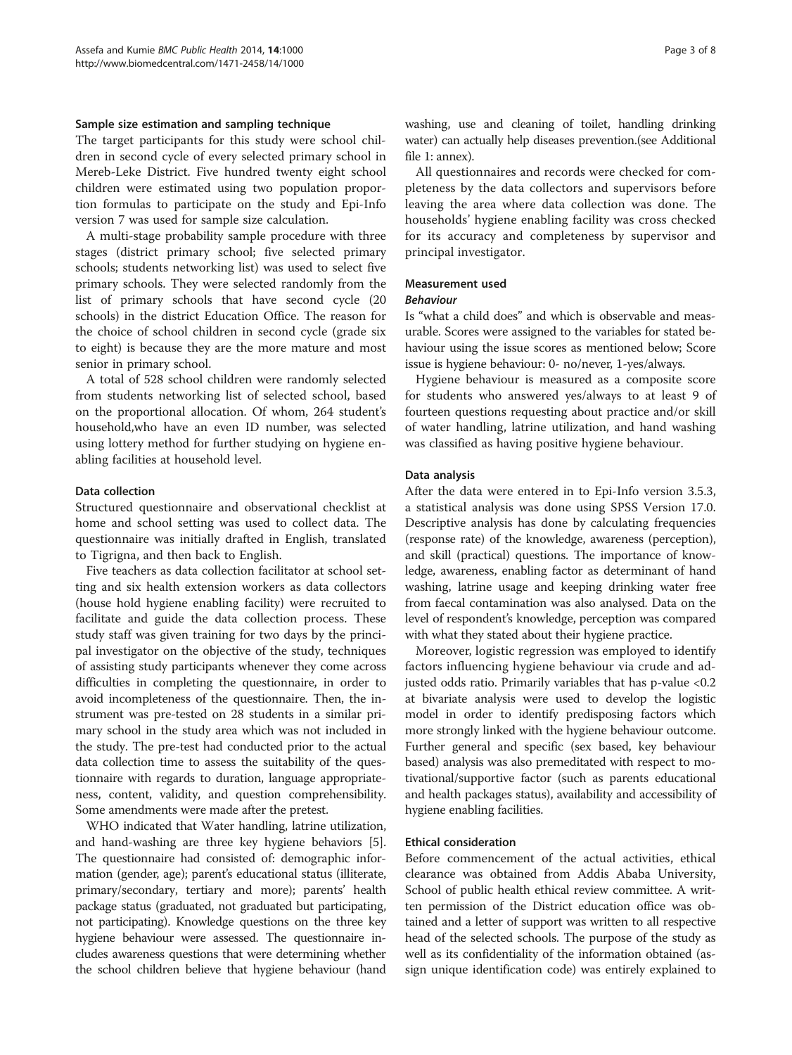### Sample size estimation and sampling technique

The target participants for this study were school children in second cycle of every selected primary school in Mereb-Leke District. Five hundred twenty eight school children were estimated using two population proportion formulas to participate on the study and Epi-Info version 7 was used for sample size calculation.

A multi-stage probability sample procedure with three stages (district primary school; five selected primary schools; students networking list) was used to select five primary schools. They were selected randomly from the list of primary schools that have second cycle (20 schools) in the district Education Office. The reason for the choice of school children in second cycle (grade six to eight) is because they are the more mature and most senior in primary school.

A total of 528 school children were randomly selected from students networking list of selected school, based on the proportional allocation. Of whom, 264 student's household,who have an even ID number, was selected using lottery method for further studying on hygiene enabling facilities at household level.

### Data collection

Structured questionnaire and observational checklist at home and school setting was used to collect data. The questionnaire was initially drafted in English, translated to Tigrigna, and then back to English.

Five teachers as data collection facilitator at school setting and six health extension workers as data collectors (house hold hygiene enabling facility) were recruited to facilitate and guide the data collection process. These study staff was given training for two days by the principal investigator on the objective of the study, techniques of assisting study participants whenever they come across difficulties in completing the questionnaire, in order to avoid incompleteness of the questionnaire. Then, the instrument was pre-tested on 28 students in a similar primary school in the study area which was not included in the study. The pre-test had conducted prior to the actual data collection time to assess the suitability of the questionnaire with regards to duration, language appropriateness, content, validity, and question comprehensibility. Some amendments were made after the pretest.

WHO indicated that Water handling, latrine utilization, and hand-washing are three key hygiene behaviors [5]. The questionnaire had consisted of: demographic information (gender, age); parent's educational status (illiterate, primary/secondary, tertiary and more); parents' health package status (graduated, not graduated but participating, not participating). Knowledge questions on the three key hygiene behaviour were assessed. The questionnaire includes awareness questions that were determining whether the school children believe that hygiene behaviour (hand washing, use and cleaning of toilet, handling drinking water) can actually help diseases prevention.(see Additional file 1: annex).

All questionnaires and records were checked for completeness by the data collectors and supervisors before leaving the area where data collection was done. The households' hygiene enabling facility was cross checked for its accuracy and completeness by supervisor and principal investigator.

### Measurement used

#### *Behaviour*

Is "what a child does" and which is observable and measurable. Scores were assigned to the variables for stated behaviour using the issue scores as mentioned below; Score issue is hygiene behaviour: 0- no/never, 1-yes/always.

Hygiene behaviour is measured as a composite score for students who answered yes/always to at least 9 of fourteen questions requesting about practice and/or skill of water handling, latrine utilization, and hand washing was classified as having positive hygiene behaviour.

### Data analysis

After the data were entered in to Epi-Info version 3.5.3, a statistical analysis was done using SPSS Version 17.0. Descriptive analysis has done by calculating frequencies (response rate) of the knowledge, awareness (perception), and skill (practical) questions. The importance of knowledge, awareness, enabling factor as determinant of hand washing, latrine usage and keeping drinking water free from faecal contamination was also analysed. Data on the level of respondent's knowledge, perception was compared with what they stated about their hygiene practice.

Moreover, logistic regression was employed to identify factors influencing hygiene behaviour via crude and adjusted odds ratio. Primarily variables that has p-value $<0.2$ at bivariate analysis were used to develop the logistic model in order to identify predisposing factors which more strongly linked with the hygiene behaviour outcome. Further general and specific (sex based, key behaviour based) analysis was also premeditated with respect to motivational/supportive factor (such as parents educational and health packages status), availability and accessibility of hygiene enabling facilities.

### Ethical consideration

Before commencement of the actual activities, ethical clearance was obtained from Addis Ababa University, School of public health ethical review committee. A written permission of the District education office was obtained and a letter of support was written to all respective head of the selected schools. The purpose of the study as well as its confidentiality of the information obtained (assign unique identification code) was entirely explained to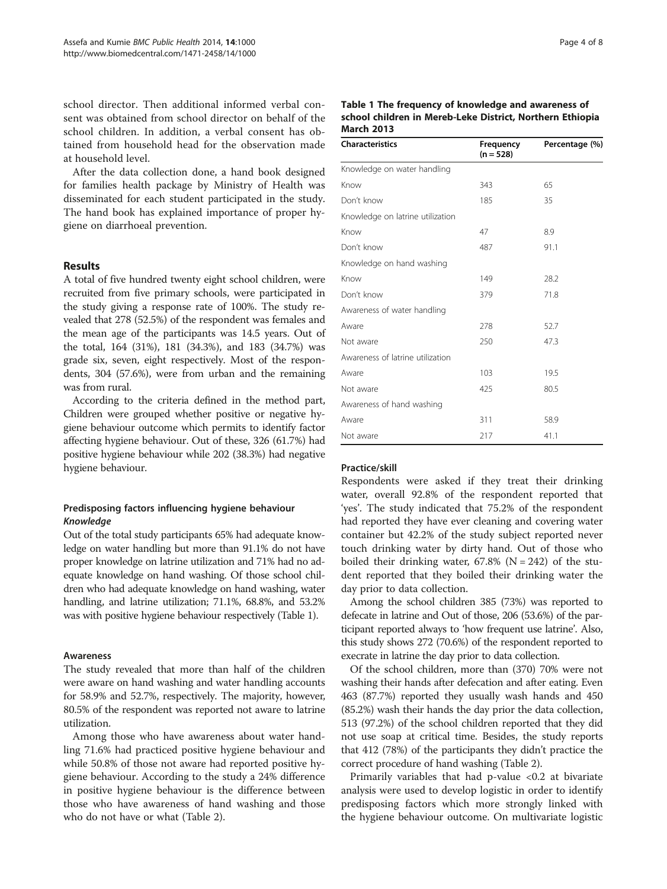school director. Then additional informed verbal consent was obtained from school director on behalf of the school children. In addition, a verbal consent has obtained from household head for the observation made at household level.

After the data collection done, a hand book designed for families health package by Ministry of Health was disseminated for each student participated in the study. The hand book has explained importance of proper hygiene on diarrhoeal prevention.

## Results

A total of five hundred twenty eight school children, were recruited from five primary schools, were participated in the study giving a response rate of 100%. The study revealed that 278 (52.5%) of the respondent was females and the mean age of the participants was 14.5 years. Out of the total, 164 (31%), 181 (34.3%), and 183 (34.7%) was grade six, seven, eight respectively. Most of the respondents, 304 (57.6%), were from urban and the remaining was from rural.

According to the criteria defined in the method part, Children were grouped whether positive or negative hygiene behaviour outcome which permits to identify factor affecting hygiene behaviour. Out of these, 326 (61.7%) had positive hygiene behaviour while 202 (38.3%) had negative hygiene behaviour.

### Predisposing factors influencing hygiene behaviour

#### *Knowledge*

Out of the total study participants 65% had adequate knowledge on water handling but more than 91.1% do not have proper knowledge on latrine utilization and 71% had no adequate knowledge on hand washing. Of those school children who had adequate knowledge on hand washing, water handling, and latrine utilization; 71.1%, 68.8%, and 53.2% was with positive hygiene behaviour respectively (Table 1).

**Table 1 The frequency of knowledge and awareness of school children in Mereb-Leke District, Northern Ethiopia March 2013**

| Characteristics | Frequency (n = 528) | Percentage (%) |
|---|---|---|
| Knowledge on water handling | | |
| Know | 343 | 65 |
| Don't know | 185 | 35 |
| Knowledge on latrine utilization | | |
| Know | 47 | 8.9 |
| Don't know | 487 | 91.1 |
| Knowledge on hand washing | | |
| Know | 149 | 28.2 |
| Don't know | 379 | 71.8 |
| Awareness of water handling | | |
| Aware | 278 | 52.7 |
| Not aware | 250 | 47.3 |
| Awareness of latrine utilization | | |
| Aware | 103 | 19.5 |
| Not aware | 425 | 80.5 |
| Awareness of hand washing | | |
| Aware | 311 | 58.9 |
| Not aware | 217 | 41.1 |

#### Awareness

The study revealed that more than half of the children were aware on hand washing and water handling accounts for 58.9% and 52.7%, respectively. The majority, however, 80.5% of the respondent was reported not aware to latrine utilization.

Among those who have awareness about water handling 71.6% had practiced positive hygiene behaviour and while 50.8% of those not aware had reported positive hygiene behaviour. According to the study a 24% difference in positive hygiene behaviour is the difference between those who have awareness of hand washing and those who do not have or what (Table 2).

#### Practice/skill

Respondents were asked if they treat their drinking water, overall 92.8% of the respondent reported that 'yes'. The study indicated that 75.2% of the respondent had reported they have ever cleaning and covering water container but 42.2% of the study subject reported never touch drinking water by dirty hand. Out of those who boiled their drinking water, 67.8% (N = 242) of the student reported that they boiled their drinking water the day prior to data collection.

Among the school children 385 (73%) was reported to defecate in latrine and Out of those, 206 (53.6%) of the participant reported always to 'how frequent use latrine'. Also, this study shows 272 (70.6%) of the respondent reported to execrate in latrine the day prior to data collection.

Of the school children, more than (370) 70% were not washing their hands after defecation and after eating. Even 463 (87.7%) reported they usually wash hands and 450 (85.2%) wash their hands the day prior the data collection, 513 (97.2%) of the school children reported that they did not use soap at critical time. Besides, the study reports that 412 (78%) of the participants they didn't practice the correct procedure of hand washing (Table 2).

Primarily variables that had p-value <0.2 at bivariate analysis were used to develop logistic in order to identify predisposing factors which more strongly linked with the hygiene behaviour outcome. On multivariate logistic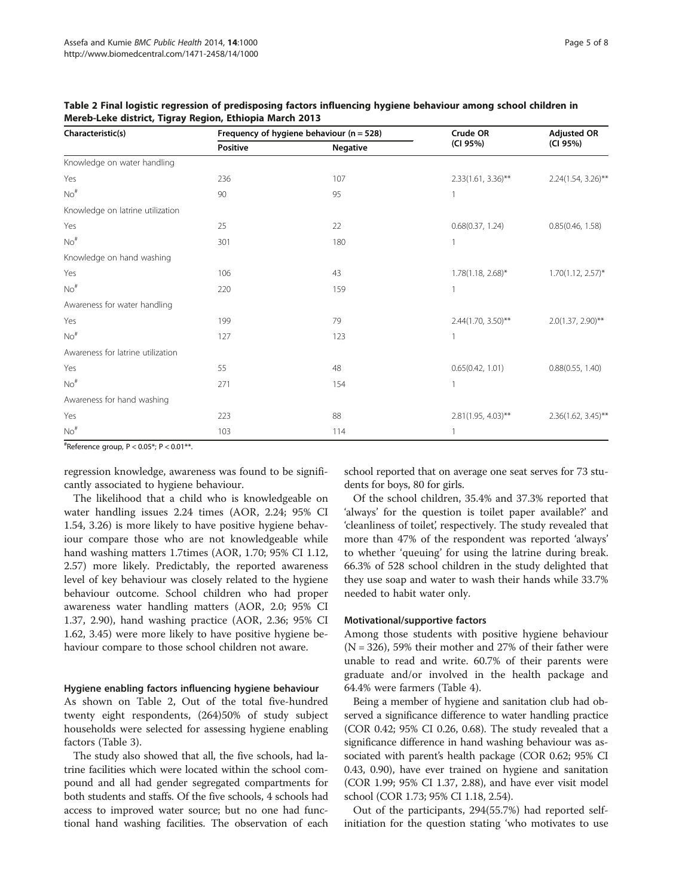**Table 2 Final logistic regression of predisposing factors influencing hygiene behaviour among school children in Mereb-Leke district, Tigray Region, Ethiopia March 2013**

| Characteristic(s) | Frequency of hygiene behaviour (n = 528) | | Crude OR (CI 95%) | Adjusted OR (CI 95%) |
|---|---|---|---|---|
| | Positive | Negative | | |
| Knowledge on water handling | | | | |
| Yes | 236 | 107 | 2.33(1.61, 3.36)** | 2.24(1.54, 3.26)** |
| No[#] | 90 | 95 | 1 | |
| Knowledge on latrine utilization | | | | |
| Yes | 25 | 22 | 0.68(0.37, 1.24) | 0.85(0.46, 1.58) |
| No[#] | 301 | 180 | 1 | |
| Knowledge on hand washing | | | | |
| Yes | 106 | 43 | 1.78(1.18, 2.68)* | 1.70(1.12, 2.57)* |
| No[#] | 220 | 159 | 1 | |
| Awareness for water handling | | | | |
| Yes | 199 | 79 | 2.44(1.70, 3.50)** | 2.0(1.37, 2.90)** |
| No[#] | 127 | 123 | 1 | |
| Awareness for latrine utilization | | | | |
| Yes | 55 | 48 | 0.65(0.42, 1.01) | 0.88(0.55, 1.40) |
| No[#] | 271 | 154 | 1 | |
| Awareness for hand washing | | | | |
| Yes | 223 | 88 | 2.81(1.95, 4.03)** | 2.36(1.62, 3.45)** |
| No[#] | 103 | 114 | 1 | |

[#]Reference group, $P < 0.05$*; $P < 0.01$**.

regression knowledge, awareness was found to be significantly associated to hygiene behaviour.

The likelihood that a child who is knowledgeable on water handling issues 2.24 times (AOR, 2.24; 95% CI 1.54, 3.26) is more likely to have positive hygiene behaviour compare those who are not knowledgeable while hand washing matters 1.7times (AOR, 1.70; 95% CI 1.12, 2.57) more likely. Predictably, the reported awareness level of key behaviour was closely related to the hygiene behaviour outcome. School children who had proper awareness water handling matters (AOR, 2.0; 95% CI 1.37, 2.90), hand washing practice (AOR, 2.36; 95% CI 1.62, 3.45) were more likely to have positive hygiene behaviour compare to those school children not aware.

#### Hygiene enabling factors influencing hygiene behaviour

As shown on Table 2, Out of the total five-hundred twenty eight respondents, (264)50% of study subject households were selected for assessing hygiene enabling factors (Table 3).

The study also showed that all, the five schools, had latrine facilities which were located within the school compound and all had gender segregated compartments for both students and staffs. Of the five schools, 4 schools had access to improved water source; but no one had functional hand washing facilities. The observation of each school reported that on average one seat serves for 73 students for boys, 80 for girls.

Of the school children, 35.4% and 37.3% reported that 'always' for the question is toilet paper available?' and 'cleanliness of toilet', respectively. The study revealed that more than 47% of the respondent was reported 'always' to whether 'queuing' for using the latrine during break. 66.3% of 528 school children in the study delighted that they use soap and water to wash their hands while 33.7% needed to habit water only.

#### Motivational/supportive factors

Among those students with positive hygiene behaviour (N = 326), 59% their mother and 27% of their father were unable to read and write. 60.7% of their parents were graduate and/or involved in the health package and 64.4% were farmers (Table 4).

Being a member of hygiene and sanitation club had observed a significance difference to water handling practice (COR 0.42; 95% CI 0.26, 0.68). The study revealed that a significance difference in hand washing behaviour was associated with parent's health package (COR 0.62; 95% CI 0.43, 0.90), have ever trained on hygiene and sanitation (COR 1.99; 95% CI 1.37, 2.88), and have ever visit model school (COR 1.73; 95% CI 1.18, 2.54).

Out of the participants, 294(55.7%) had reported self-initiation for the question stating 'who motivates to use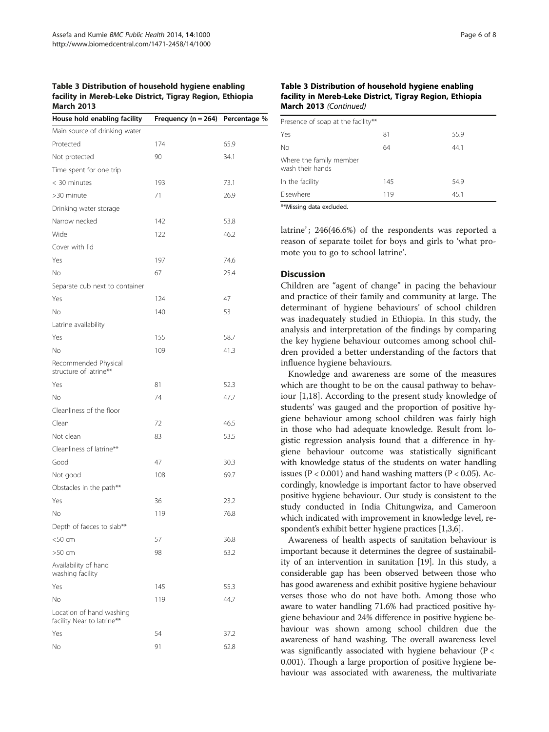**Table 3 Distribution of household hygiene enabling facility in Mereb-Leke District, Tigray Region, Ethiopia March 2013**

| House hold enabling facility | Frequency (n = 264) | Percentage % |
|---|---|---|
| Main source of drinking water | | |
| Protected | 174 | 65.9 |
| Not protected | 90 | 34.1 |
| Time spent for one trip | | |
| < 30 minutes | 193 | 73.1 |
| >30 minute | 71 | 26.9 |
| Drinking water storage | | |
| Narrow necked | 142 | 53.8 |
| Wide | 122 | 46.2 |
| Cover with lid | | |
| Yes | 197 | 74.6 |
| No | 67 | 25.4 |
| Separate cub next to container | | |
| Yes | 124 | 47 |
| No | 140 | 53 |
| Latrine availability | | |
| Yes | 155 | 58.7 |
| No | 109 | 41.3 |
| Recommended Physical structure of latrine** | | |
| Yes | 81 | 52.3 |
| No | 74 | 47.7 |
| Cleanliness of the floor | | |
| Clean | 72 | 46.5 |
| Not clean | 83 | 53.5 |
| Cleanliness of latrine** | | |
| Good | 47 | 30.3 |
| Not good | 108 | 69.7 |
| Obstacles in the path** | | |
| Yes | 36 | 23.2 |
| No | 119 | 76.8 |
| Depth of faeces to slab** | | |
| <50 cm | 57 | 36.8 |
| >50 cm | 98 | 63.2 |
| Availability of hand washing facility | | |
| Yes | 145 | 55.3 |
| No | 119 | 44.7 |
| Location of hand washing facility Near to latrine** | | |
| Yes | 54 | 37.2 |
| No | 91 | 62.8 |
| Presence of soap at the facility** | | |
| Yes | 81 | 55.9 |
| No | 64 | 44.1 |
| Where the family member wash their hands | | |
| In the facility | 145 | 54.9 |
| Elsewhere | 119 | 45.1 |

**Missing data excluded.

latrine'; 246(46.6%) of the respondents was reported a reason of separate toilet for boys and girls to 'what promote you to go to school latrine'.

## Discussion

Children are "agent of change" in pacing the behaviour and practice of their family and community at large. The determinant of hygiene behaviours' of school children was inadequately studied in Ethiopia. In this study, the analysis and interpretation of the findings by comparing the key hygiene behaviour outcomes among school children provided a better understanding of the factors that influence hygiene behaviours.

Knowledge and awareness are some of the measures which are thought to be on the causal pathway to behaviour [1,18]. According to the present study knowledge of students' was gauged and the proportion of positive hygiene behaviour among school children was fairly high in those who had adequate knowledge. Result from logistic regression analysis found that a difference in hygiene behaviour outcome was statistically significant with knowledge status of the students on water handling issues ($P < 0.001$) and hand washing matters ($P < 0.05$). Accordingly, knowledge is important factor to have observed positive hygiene behaviour. Our study is consistent to the study conducted in India Chitungwiza, and Cameroon which indicated with improvement in knowledge level, respondent's exhibit better hygiene practices [1,3,6].

Awareness of health aspects of sanitation behaviour is important because it determines the degree of sustainability of an intervention in sanitation [19]. In this study, a considerable gap has been observed between those who has good awareness and exhibit positive hygiene behaviour verses those who do not have both. Among those who aware to water handling 71.6% had practiced positive hygiene behaviour and 24% difference in positive hygiene behaviour was shown among school children due the awareness of hand washing. The overall awareness level was significantly associated with hygiene behaviour ($P < 0.001$). Though a large proportion of positive hygiene behaviour was associated with awareness, the multivariate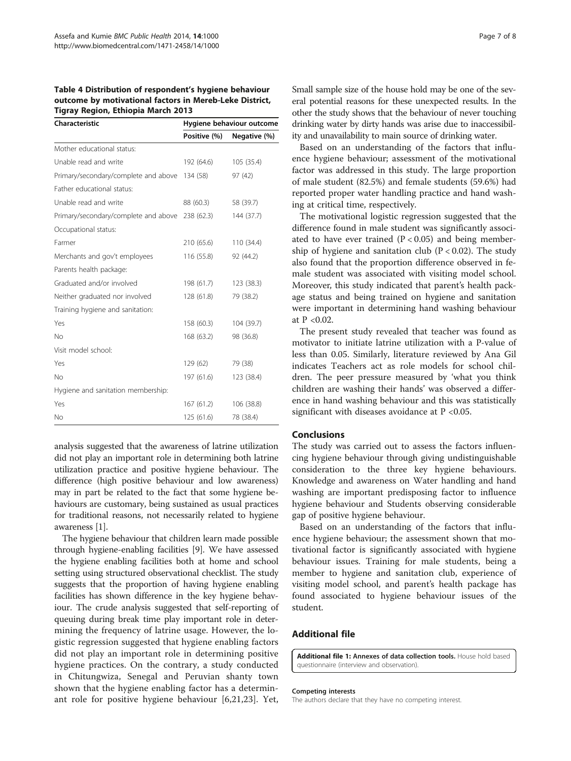**Table 4 Distribution of respondent's hygiene behaviour outcome by motivational factors in Mereb-Leke District, Tigray Region, Ethiopia March 2013**

| Characteristic | Hygiene behaviour outcome | |
|---|---|---|
| | Positive (%) | Negative (%) |
| Mother educational status: | | |
| Unable read and write | 192 (64.6) | 105 (35.4) |
| Primary/secondary/complete and above | 134 (58) | 97 (42) |
| Father educational status: | | |
| Unable read and write | 88 (60.3) | 58 (39.7) |
| Primary/secondary/complete and above | 238 (62.3) | 144 (37.7) |
| Occupational status: | | |
| Farmer | 210 (65.6) | 110 (34.4) |
| Merchants and gov't employees | 116 (55.8) | 92 (44.2) |
| Parents health package: | | |
| Graduated and/or involved | 198 (61.7) | 123 (38.3) |
| Neither graduated nor involved | 128 (61.8) | 79 (38.2) |
| Training hygiene and sanitation: | | |
| Yes | 158 (60.3) | 104 (39.7) |
| No | 168 (63.2) | 98 (36.8) |
| Visit model school: | | |
| Yes | 129 (62) | 79 (38) |
| No | 197 (61.6) | 123 (38.4) |
| Hygiene and sanitation membership: | | |
| Yes | 167 (61.2) | 106 (38.8) |
| No | 125 (61.6) | 78 (38.4) |

analysis suggested that the awareness of latrine utilization did not play an important role in determining both latrine utilization practice and positive hygiene behaviour. The difference (high positive behaviour and low awareness) may in part be related to the fact that some hygiene behaviours are customary, being sustained as usual practices for traditional reasons, not necessarily related to hygiene awareness [1].

The hygiene behaviour that children learn made possible through hygiene-enabling facilities [9]. We have assessed the hygiene enabling facilities both at home and school setting using structured observational checklist. The study suggests that the proportion of having hygiene enabling facilities has shown difference in the key hygiene behaviour. The crude analysis suggested that self-reporting of queuing during break time play important role in determining the frequency of latrine usage. However, the logistic regression suggested that hygiene enabling factors did not play an important role in determining positive hygiene practices. On the contrary, a study conducted in Chitungwiza, Senegal and Peruvian shanty town shown that the hygiene enabling factor has a determinant role for positive hygiene behaviour [6,21,23]. Yet, Small sample size of the house hold may be one of the several potential reasons for these unexpected results. In the other the study shows that the behaviour of never touching drinking water by dirty hands was arise due to inaccessibility and unavailability to main source of drinking water.

Based on an understanding of the factors that influence hygiene behaviour; assessment of the motivational factor was addressed in this study. The large proportion of male student (82.5%) and female students (59.6%) had reported proper water handling practice and hand washing at critical time, respectively.

The motivational logistic regression suggested that the difference found in male student was significantly associated to have ever trained ($P < 0.05$) and being membership of hygiene and sanitation club ($P < 0.02$). The study also found that the proportion difference observed in female student was associated with visiting model school. Moreover, this study indicated that parent's health package status and being trained on hygiene and sanitation were important in determining hand washing behaviour at $P < 0.02$.

The present study revealed that teacher was found as motivator to initiate latrine utilization with a P-value of less than 0.05. Similarly, literature reviewed by Ana Gil indicates Teachers act as role models for school children. The peer pressure measured by 'what you think children are washing their hands' was observed a difference in hand washing behaviour and this was statistically significant with diseases avoidance at $P < 0.05$.

## Conclusions

The study was carried out to assess the factors influencing hygiene behaviour through giving undistinguishable consideration to the three key hygiene behaviours. Knowledge and awareness on Water handling and hand washing are important predisposing factor to influence hygiene behaviour and Students observing considerable gap of positive hygiene behaviour.

Based on an understanding of the factors that influence hygiene behaviour; the assessment shown that motivational factor is significantly associated with hygiene behaviour issues. Training for male students, being a member to hygiene and sanitation club, experience of visiting model school, and parent's health package has found associated to hygiene behaviour issues of the student.

## Additional file

**Additional file 1: Annexes of data collection tools.** House hold based questionnaire (interview and observation).

#### Competing interests

The authors declare that they have no competing interest.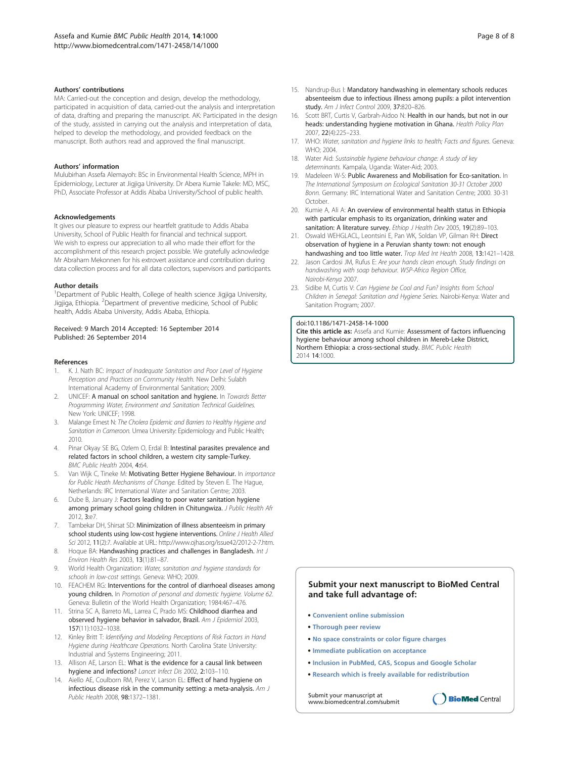### Authors' contributions

MA: Carried-out the conception and design, develop the methodology, participated in acquisition of data, carried-out the analysis and interpretation of data, drafting and preparing the manuscript. AK: Participated in the design of the study, assisted in carrying out the analysis and interpretation of data, helped to develop the methodology, and provided feedback on the manuscript. Both authors read and approved the final manuscript.

### Authors' information

Mulubirhan Assefa Alemayoh: BSc in Environmental Health Science, MPH in Epidemiology, Lecturer at Jigjiga University. Dr Abera Kumie Takele: MD, MSC, PhD, Associate Professor at Addis Ababa University/School of public health.

### Acknowledgements

It gives our pleasure to express our heartfelt gratitude to Addis Ababa University, School of Public Health for financial and technical support. We wish to express our appreciation to all who made their effort for the accomplishment of this research project possible. We gratefully acknowledge Mr Abraham Mekonnen for his extrovert assistance and contribution during data collection process and for all data collectors, supervisors and participants.

### Author details

[1]Department of Public Health, College of health science Jigjiga University, Jigjiga, Ethiopia. [2]Department of preventive medicine, School of Public health, Addis Ababa University, Addis Ababa, Ethiopia.

Received: 9 March 2014 Accepted: 16 September 2014
Published: 26 September 2014

### References

1. K. J. Nath BC: *Impact of Inadequate Sanitation and Poor Level of Hygiene Perception and Practices on Community Health.* New Delhi: Sulabh International Academy of Environmental Sanitation; 2009.
2. UNICEF: **A manual on school sanitation and hygiene.** In *Towards Better Programming Water, Environment and Sanitation Technical Guidelines.* New York: UNICEF; 1998.
3. Malange Ernest N: *The Cholera Epidemic and Barriers to Healthy Hygiene and Sanitation in Cameroon.* Umea University: Epidemiology and Public Health; 2010.
4. Pinar Okyay SE BG, Ozlem O, Erdal B: **Intestinal parasites prevalence and related factors in school children, a western city sample-Turkey.** *BMC Public Health* 2004, **4:**64.
5. Van Wijk C, Tineke M: **Motivating Better Hygiene Behaviour.** In *importance for Public Heath Mechanisms of Change.* Edited by Steven E. The Hague, Netherlands: IRC International Water and Sanitation Centre; 2003.
6. Dube B, January J: **Factors leading to poor water sanitation hygiene among primary school going children in Chitungwiza.** *J Public Health Afr* 2012, **3:**e7.
7. Tambekar DH, Shirsat SD: **Minimization of illness absenteeism in primary school students using low-cost hygiene interventions.** *Online J Health Allied Sci* 2012, **11**(2):7. Available at URL: http://www.ojhas.org/issue42/2012-2-7.htm.
8. Hoque BA: **Handwashing practices and challenges in Bangladesh.** *Int J Environ Health Res* 2003, **13**(1):81–87.
9. World Health Organization: *Water, sanitation and hygiene standards for schools in low-cost settings.* Geneva: WHO; 2009.
10. FEACHEM RG: **Interventions for the control of diarrhoeal diseases among young children.** In *Promotion of personal and domestic hygiene. Volume 62.* Geneva: Bulletin of the World Health Organization; 1984:467–476.
11. Strina SC A, Barreto ML, Larrea C, Prado MS: **Childhood diarrhea and observed hygiene behavior in salvador, Brazil.** *Am J Epidemiol* 2003, **157**(11):1032–1038.
12. Kinley Britt T: *Identifying and Modeling Perceptions of Risk Factors in Hand Hygiene during Healthcare Operations.* North Carolina State University: Industrial and Systems Engineering; 2011.
13. Allison AE, Larson EL: **What is the evidence for a causal link between hygiene and infections?** *Lancet Infect Dis* 2002, **2:**103–110.
14. Aiello AE, Coulborn RM, Perez V, Larson EL: **Effect of hand hygiene on infectious disease risk in the community setting: a meta-analysis.** *Am J Public Health* 2008, **98:**1372–1381.
15. Nandrup-Bus I: **Mandatory handwashing in elementary schools reduces absenteeism due to infectious illness among pupils: a pilot intervention study.** *Am J Infect Control* 2009, **37:**820–826.
16. Scott BRT, Curtis V, Garbrah-Aidoo N: **Health in our hands, but not in our heads: understanding hygiene motivation in Ghana.** *Health Policy Plan* 2007, **22**(4):225–233.
17. WHO: *Water, sanitation and hygiene links to health; Facts and figures.* Geneva: WHO; 2004.
18. Water Aid: *Sustainable hygiene behaviour change: A study of key determinants.* Kampala, Uganda: Water-Aid; 2003.
19. Madeleen W-S: **Public Awareness and Mobilisation for Eco-sanitation.** In *The International Symposium on Ecological Sanitation 30-31 October 2000 Bonn.* Germany: IRC International Water and Sanitation Centre; 2000. 30-31 October.
20. Kumie A, Ali A: **An overview of environmental health status in Ethiopia with particular emphasis to its organization, drinking water and sanitation: A literature survey.** *Ethiop J Health Dev* 2005, **19**(2):89–103.
21. Oswald WEHGLACL, Leontsini E, Pan WK, Soldan VP, Gilman RH: **Direct observation of hygiene in a Peruvian shanty town: not enough handwashing and too little water.** *Trop Med Int Health* 2008, **13:**1421–1428.
22. Jason Cardosi JM, Rufus E: *Are your hands clean enough. Study findings on handwashing with soap behaviour. WSP-Africa Region Office, Nairobi-Kenya* 2007.
23. Sidibe M, Curtis V: *Can Hygiene be Cool and Fun? Insights from School Children in Senegal: Sanitation and Hygiene Series.* Nairobi-Kenya: Water and Sanitation Program; 2007.

doi:10.1186/1471-2458-14-1000

**Cite this article as:** Assefa and Kumie: **Assessment of factors influencing hygiene behaviour among school children in Mereb-Leke District, Northern Ethiopia: a cross-sectional study.** *BMC Public Health* 2014 **14**:1000.

**Submit your next manuscript to BioMed Central and take full advantage of:**

- **Convenient online submission**
- **Thorough peer review**
- **No space constraints or color figure charges**
- **Immediate publication on acceptance**
- **Inclusion in PubMed, CAS, Scopus and Google Scholar**
- **Research which is freely available for redistribution**

Submit your manuscript at
www.biomedcentral.com/submit

BioMed Central